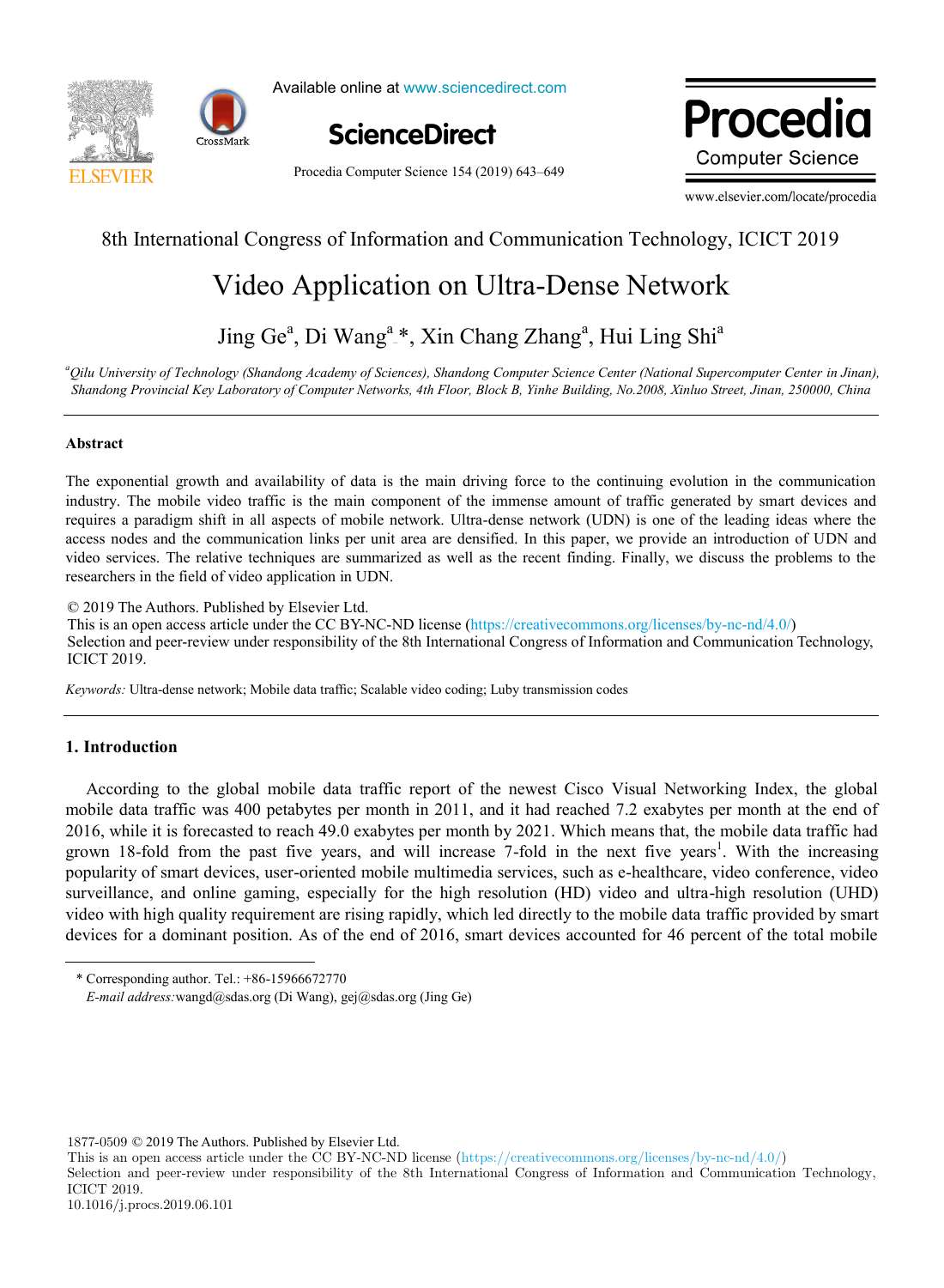8th International Congress of Information and Communication Technology, ICICT 2019

# Video Application on Ultra-Dense Network

Jing Ge[a], Di Wang[a]*, Xin Chang Zhang[a], Hui Ling Shi[a]

[a]*Qilu University of Technology (Shandong Academy of Sciences), Shandong Computer Science Center (National Supercomputer Center in Jinan), Shandong Provincial Key Laboratory of Computer Networks, 4th Floor, Block B, Yinhe Building, No.2008, Xinluo Street, Jinan, 250000, China*

## Abstract

The exponential growth and availability of data is the main driving force to the continuing evolution in the communication industry. The mobile video traffic is the main component of the immense amount of traffic generated by smart devices and requires a paradigm shift in all aspects of mobile network. Ultra-dense network (UDN) is one of the leading ideas where the access nodes and the communication links per unit area are densified. In this paper, we provide an introduction of UDN and video services. The relative techniques are summarized as well as the recent finding. Finally, we discuss the problems to the researchers in the field of video application in UDN.

© 2019 The Authors. Published by Elsevier Ltd.
This is an open access article under the CC BY-NC-ND license (https://creativecommons.org/licenses/by-nc-nd/4.0/)
Selection and peer-review under responsibility of the 8th International Congress of Information and Communication Technology, ICICT 2019.

*Keywords:* Ultra-dense network; Mobile data traffic; Scalable video coding; Luby transmission codes

## 1. Introduction

According to the global mobile data traffic report of the newest Cisco Visual Networking Index, the global mobile data traffic was 400 petabytes per month in 2011, and it had reached 7.2 exabytes per month at the end of 2016, while it is forecasted to reach 49.0 exabytes per month by 2021. Which means that, the mobile data traffic had grown 18-fold from the past five years, and will increase 7-fold in the next five years[1]. With the increasing popularity of smart devices, user-oriented mobile multimedia services, such as e-healthcare, video conference, video surveillance, and online gaming, especially for the high resolution (HD) video and ultra-high resolution (UHD) video with high quality requirement are rising rapidly, which led directly to the mobile data traffic provided by smart devices for a dominant position. As of the end of 2016, smart devices accounted for 46 percent of the total mobile

* Corresponding author. Tel.: +86-15966672770
*E-mail address:* wangd@sdas.org (Di Wang), gej@sdas.org (Jing Ge)

1877-0509 © 2019 The Authors. Published by Elsevier Ltd.
This is an open access article under the CC BY-NC-ND license (https://creativecommons.org/licenses/by-nc-nd/4.0/)
Selection and peer-review under responsibility of the 8th International Congress of Information and Communication Technology, ICICT 2019.
10.1016/j.procs.2019.06.101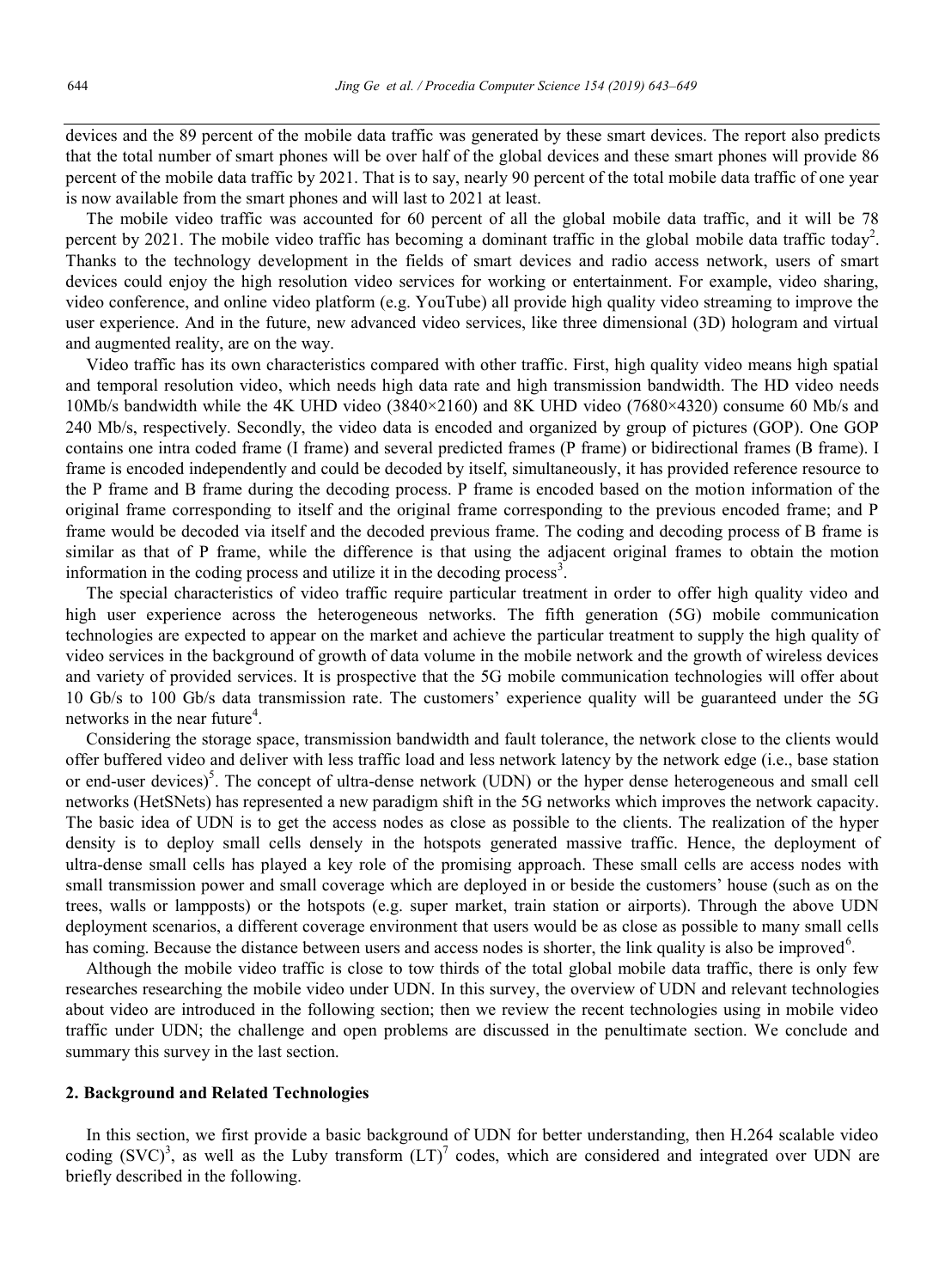devices and the 89 percent of the mobile data traffic was generated by these smart devices. The report also predicts that the total number of smart phones will be over half of the global devices and these smart phones will provide 86 percent of the mobile data traffic by 2021. That is to say, nearly 90 percent of the total mobile data traffic of one year is now available from the smart phones and will last to 2021 at least.

The mobile video traffic was accounted for 60 percent of all the global mobile data traffic, and it will be 78 percent by 2021. The mobile video traffic has becoming a dominant traffic in the global mobile data traffic today[2]. Thanks to the technology development in the fields of smart devices and radio access network, users of smart devices could enjoy the high resolution video services for working or entertainment. For example, video sharing, video conference, and online video platform (e.g. YouTube) all provide high quality video streaming to improve the user experience. And in the future, new advanced video services, like three dimensional (3D) hologram and virtual and augmented reality, are on the way.

Video traffic has its own characteristics compared with other traffic. First, high quality video means high spatial and temporal resolution video, which needs high data rate and high transmission bandwidth. The HD video needs 10Mb/s bandwidth while the 4K UHD video (3840×2160) and 8K UHD video (7680×4320) consume 60 Mb/s and 240 Mb/s, respectively. Secondly, the video data is encoded and organized by group of pictures (GOP). One GOP contains one intra coded frame (I frame) and several predicted frames (P frame) or bidirectional frames (B frame). I frame is encoded independently and could be decoded by itself, simultaneously, it has provided reference resource to the P frame and B frame during the decoding process. P frame is encoded based on the motion information of the original frame corresponding to itself and the original frame corresponding to the previous encoded frame; and P frame would be decoded via itself and the decoded previous frame. The coding and decoding process of B frame is similar as that of P frame, while the difference is that using the adjacent original frames to obtain the motion information in the coding process and utilize it in the decoding process[3].

The special characteristics of video traffic require particular treatment in order to offer high quality video and high user experience across the heterogeneous networks. The fifth generation (5G) mobile communication technologies are expected to appear on the market and achieve the particular treatment to supply the high quality of video services in the background of growth of data volume in the mobile network and the growth of wireless devices and variety of provided services. It is prospective that the 5G mobile communication technologies will offer about 10 Gb/s to 100 Gb/s data transmission rate. The customers' experience quality will be guaranteed under the 5G networks in the near future[4].

Considering the storage space, transmission bandwidth and fault tolerance, the network close to the clients would offer buffered video and deliver with less traffic load and less network latency by the network edge (i.e., base station or end-user devices)[5]. The concept of ultra-dense network (UDN) or the hyper dense heterogeneous and small cell networks (HetSNets) has represented a new paradigm shift in the 5G networks which improves the network capacity. The basic idea of UDN is to get the access nodes as close as possible to the clients. The realization of the hyper density is to deploy small cells densely in the hotspots generated massive traffic. Hence, the deployment of ultra-dense small cells has played a key role of the promising approach. These small cells are access nodes with small transmission power and small coverage which are deployed in or beside the customers' house (such as on the trees, walls or lampposts) or the hotspots (e.g. super market, train station or airports). Through the above UDN deployment scenarios, a different coverage environment that users would be as close as possible to many small cells has coming. Because the distance between users and access nodes is shorter, the link quality is also be improved[6].

Although the mobile video traffic is close to tow thirds of the total global mobile data traffic, there is only few researches researching the mobile video under UDN. In this survey, the overview of UDN and relevant technologies about video are introduced in the following section; then we review the recent technologies using in mobile video traffic under UDN; the challenge and open problems are discussed in the penultimate section. We conclude and summary this survey in the last section.

## 2. Background and Related Technologies

In this section, we first provide a basic background of UDN for better understanding, then H.264 scalable video coding (SVC)[3], as well as the Luby transform (LT)[7] codes, which are considered and integrated over UDN are briefly described in the following.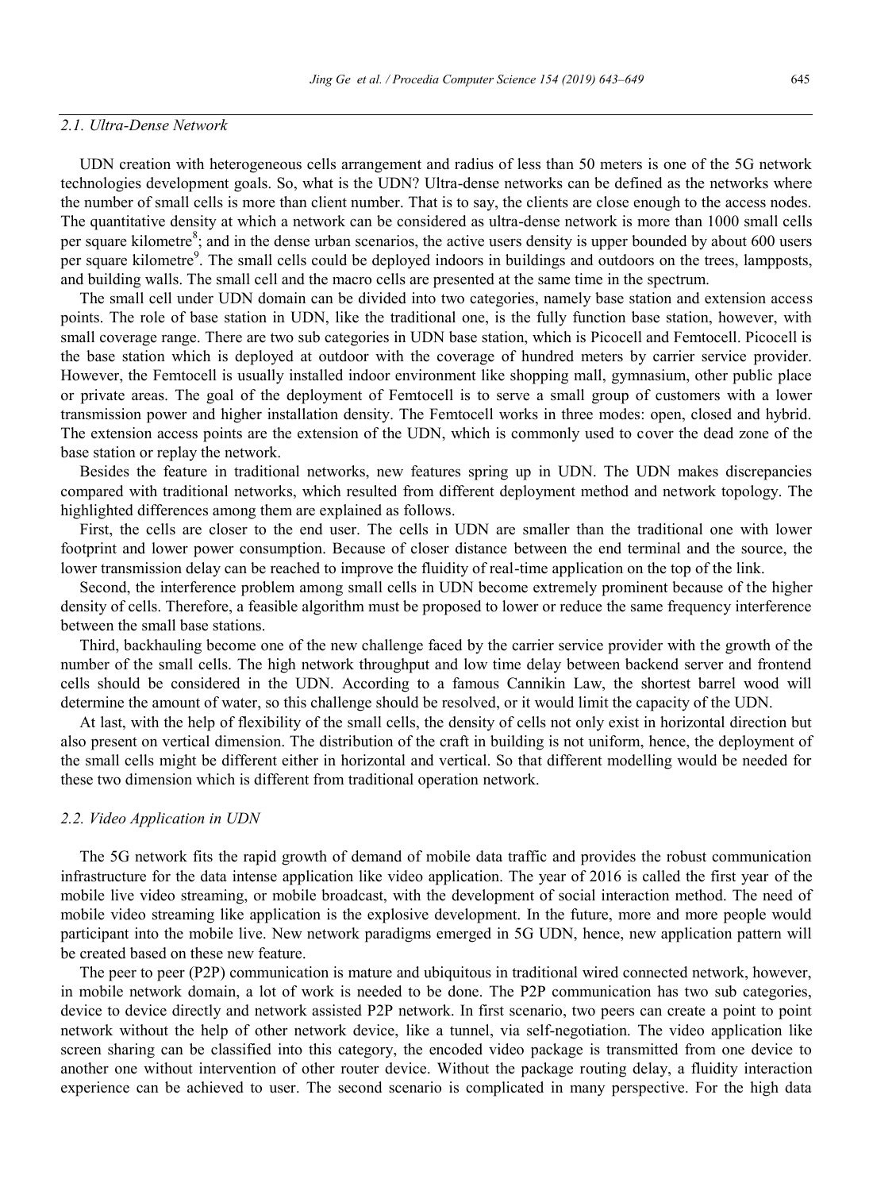### *2.1. Ultra-Dense Network*

UDN creation with heterogeneous cells arrangement and radius of less than 50 meters is one of the 5G network technologies development goals. So, what is the UDN? Ultra-dense networks can be defined as the networks where the number of small cells is more than client number. That is to say, the clients are close enough to the access nodes. The quantitative density at which a network can be considered as ultra-dense network is more than 1000 small cells per square kilometre[8]; and in the dense urban scenarios, the active users density is upper bounded by about 600 users per square kilometre[9]. The small cells could be deployed indoors in buildings and outdoors on the trees, lampposts, and building walls. The small cell and the macro cells are presented at the same time in the spectrum.

The small cell under UDN domain can be divided into two categories, namely base station and extension access points. The role of base station in UDN, like the traditional one, is the fully function base station, however, with small coverage range. There are two sub categories in UDN base station, which is Picocell and Femtocell. Picocell is the base station which is deployed at outdoor with the coverage of hundred meters by carrier service provider. However, the Femtocell is usually installed indoor environment like shopping mall, gymnasium, other public place or private areas. The goal of the deployment of Femtocell is to serve a small group of customers with a lower transmission power and higher installation density. The Femtocell works in three modes: open, closed and hybrid. The extension access points are the extension of the UDN, which is commonly used to cover the dead zone of the base station or replay the network.

Besides the feature in traditional networks, new features spring up in UDN. The UDN makes discrepancies compared with traditional networks, which resulted from different deployment method and network topology. The highlighted differences among them are explained as follows.

First, the cells are closer to the end user. The cells in UDN are smaller than the traditional one with lower footprint and lower power consumption. Because of closer distance between the end terminal and the source, the lower transmission delay can be reached to improve the fluidity of real-time application on the top of the link.

Second, the interference problem among small cells in UDN become extremely prominent because of the higher density of cells. Therefore, a feasible algorithm must be proposed to lower or reduce the same frequency interference between the small base stations.

Third, backhauling become one of the new challenge faced by the carrier service provider with the growth of the number of the small cells. The high network throughput and low time delay between backend server and frontend cells should be considered in the UDN. According to a famous Cannikin Law, the shortest barrel wood will determine the amount of water, so this challenge should be resolved, or it would limit the capacity of the UDN.

At last, with the help of flexibility of the small cells, the density of cells not only exist in horizontal direction but also present on vertical dimension. The distribution of the craft in building is not uniform, hence, the deployment of the small cells might be different either in horizontal and vertical. So that different modelling would be needed for these two dimension which is different from traditional operation network.

### *2.2. Video Application in UDN*

The 5G network fits the rapid growth of demand of mobile data traffic and provides the robust communication infrastructure for the data intense application like video application. The year of 2016 is called the first year of the mobile live video streaming, or mobile broadcast, with the development of social interaction method. The need of mobile video streaming like application is the explosive development. In the future, more and more people would participant into the mobile live. New network paradigms emerged in 5G UDN, hence, new application pattern will be created based on these new feature.

The peer to peer (P2P) communication is mature and ubiquitous in traditional wired connected network, however, in mobile network domain, a lot of work is needed to be done. The P2P communication has two sub categories, device to device directly and network assisted P2P network. In first scenario, two peers can create a point to point network without the help of other network device, like a tunnel, via self-negotiation. The video application like screen sharing can be classified into this category, the encoded video package is transmitted from one device to another one without intervention of other router device. Without the package routing delay, a fluidity interaction experience can be achieved to user. The second scenario is complicated in many perspective. For the high data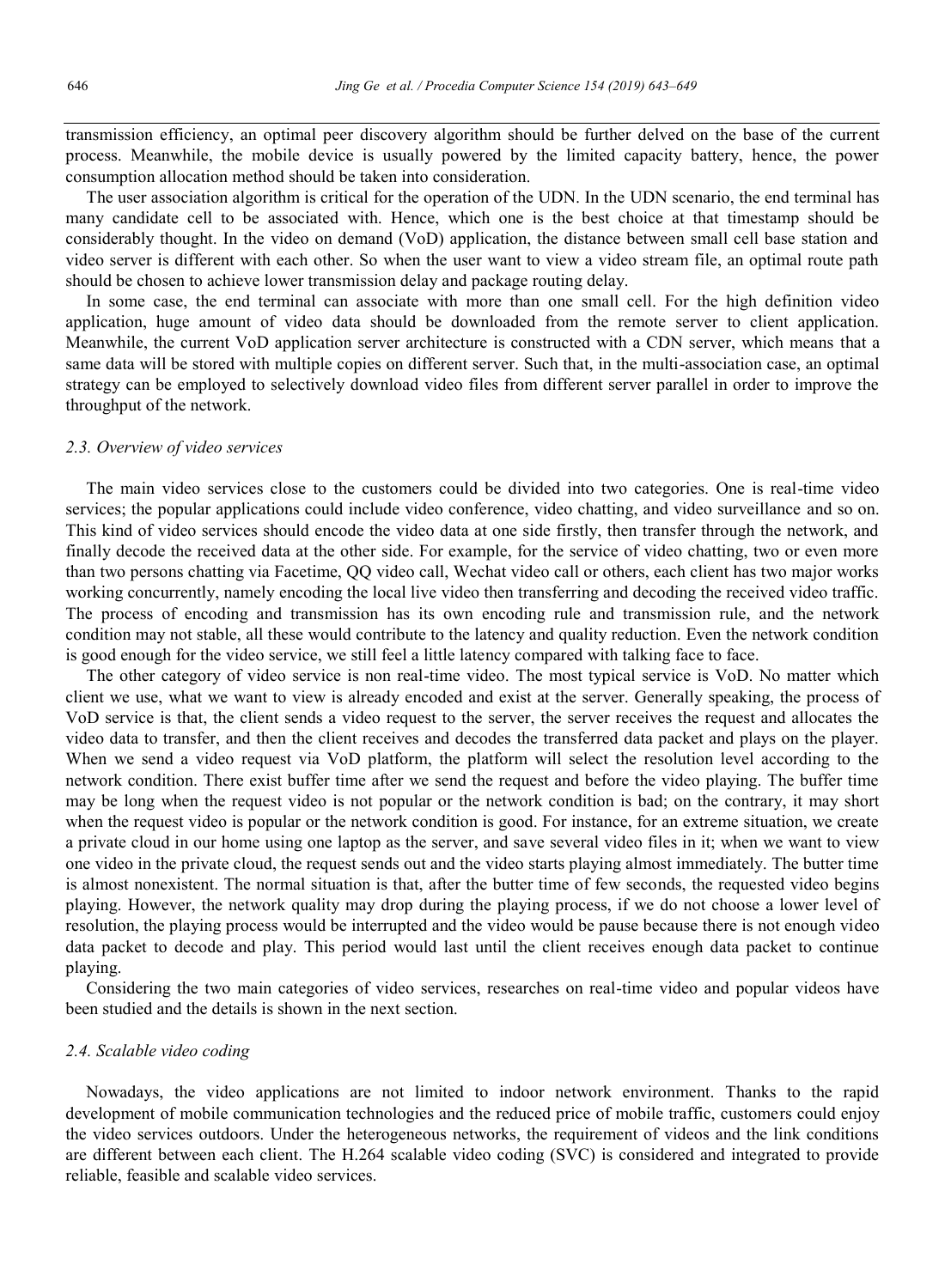transmission efficiency, an optimal peer discovery algorithm should be further delved on the base of the current process. Meanwhile, the mobile device is usually powered by the limited capacity battery, hence, the power consumption allocation method should be taken into consideration.

The user association algorithm is critical for the operation of the UDN. In the UDN scenario, the end terminal has many candidate cell to be associated with. Hence, which one is the best choice at that timestamp should be considerably thought. In the video on demand (VoD) application, the distance between small cell base station and video server is different with each other. So when the user want to view a video stream file, an optimal route path should be chosen to achieve lower transmission delay and package routing delay.

In some case, the end terminal can associate with more than one small cell. For the high definition video application, huge amount of video data should be downloaded from the remote server to client application. Meanwhile, the current VoD application server architecture is constructed with a CDN server, which means that a same data will be stored with multiple copies on different server. Such that, in the multi-association case, an optimal strategy can be employed to selectively download video files from different server parallel in order to improve the throughput of the network.

### *2.3. Overview of video services*

The main video services close to the customers could be divided into two categories. One is real-time video services; the popular applications could include video conference, video chatting, and video surveillance and so on. This kind of video services should encode the video data at one side firstly, then transfer through the network, and finally decode the received data at the other side. For example, for the service of video chatting, two or even more than two persons chatting via Facetime, QQ video call, Wechat video call or others, each client has two major works working concurrently, namely encoding the local live video then transferring and decoding the received video traffic. The process of encoding and transmission has its own encoding rule and transmission rule, and the network condition may not stable, all these would contribute to the latency and quality reduction. Even the network condition is good enough for the video service, we still feel a little latency compared with talking face to face.

The other category of video service is non real-time video. The most typical service is VoD. No matter which client we use, what we want to view is already encoded and exist at the server. Generally speaking, the process of VoD service is that, the client sends a video request to the server, the server receives the request and allocates the video data to transfer, and then the client receives and decodes the transferred data packet and plays on the player. When we send a video request via VoD platform, the platform will select the resolution level according to the network condition. There exist buffer time after we send the request and before the video playing. The buffer time may be long when the request video is not popular or the network condition is bad; on the contrary, it may short when the request video is popular or the network condition is good. For instance, for an extreme situation, we create a private cloud in our home using one laptop as the server, and save several video files in it; when we want to view one video in the private cloud, the request sends out and the video starts playing almost immediately. The butter time is almost nonexistent. The normal situation is that, after the butter time of few seconds, the requested video begins playing. However, the network quality may drop during the playing process, if we do not choose a lower level of resolution, the playing process would be interrupted and the video would be pause because there is not enough video data packet to decode and play. This period would last until the client receives enough data packet to continue playing.

Considering the two main categories of video services, researches on real-time video and popular videos have been studied and the details is shown in the next section.

### *2.4. Scalable video coding*

Nowadays, the video applications are not limited to indoor network environment. Thanks to the rapid development of mobile communication technologies and the reduced price of mobile traffic, customers could enjoy the video services outdoors. Under the heterogeneous networks, the requirement of videos and the link conditions are different between each client. The H.264 scalable video coding (SVC) is considered and integrated to provide reliable, feasible and scalable video services.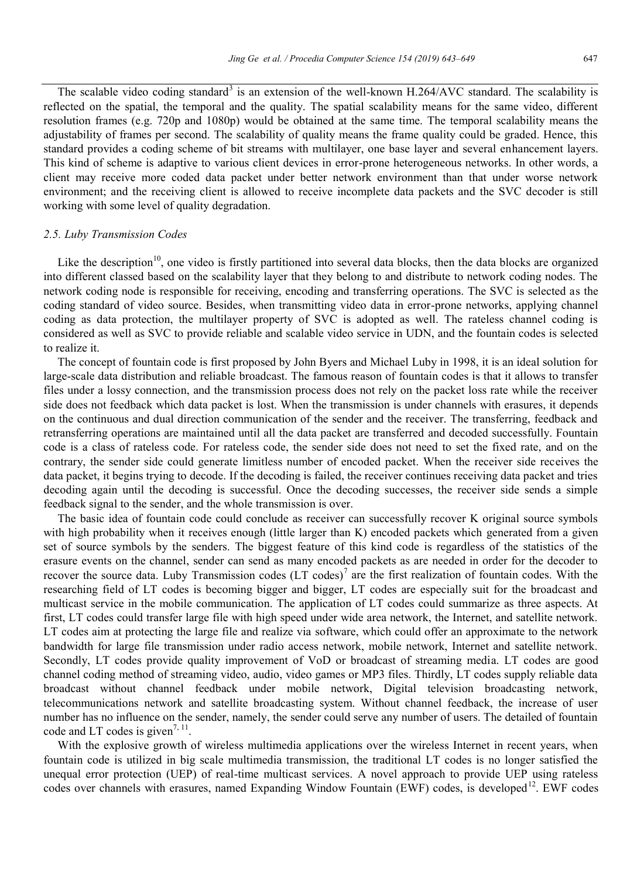The scalable video coding standard[3] is an extension of the well-known H.264/AVC standard. The scalability is reflected on the spatial, the temporal and the quality. The spatial scalability means for the same video, different resolution frames (e.g. 720p and 1080p) would be obtained at the same time. The temporal scalability means the adjustability of frames per second. The scalability of quality means the frame quality could be graded. Hence, this standard provides a coding scheme of bit streams with multilayer, one base layer and several enhancement layers. This kind of scheme is adaptive to various client devices in error-prone heterogeneous networks. In other words, a client may receive more coded data packet under better network environment than that under worse network environment; and the receiving client is allowed to receive incomplete data packets and the SVC decoder is still working with some level of quality degradation.

### *2.5. Luby Transmission Codes*

Like the description[10], one video is firstly partitioned into several data blocks, then the data blocks are organized into different classed based on the scalability layer that they belong to and distribute to network coding nodes. The network coding node is responsible for receiving, encoding and transferring operations. The SVC is selected as the coding standard of video source. Besides, when transmitting video data in error-prone networks, applying channel coding as data protection, the multilayer property of SVC is adopted as well. The rateless channel coding is considered as well as SVC to provide reliable and scalable video service in UDN, and the fountain codes is selected to realize it.

The concept of fountain code is first proposed by John Byers and Michael Luby in 1998, it is an ideal solution for large-scale data distribution and reliable broadcast. The famous reason of fountain codes is that it allows to transfer files under a lossy connection, and the transmission process does not rely on the packet loss rate while the receiver side does not feedback which data packet is lost. When the transmission is under channels with erasures, it depends on the continuous and dual direction communication of the sender and the receiver. The transferring, feedback and retransferring operations are maintained until all the data packet are transferred and decoded successfully. Fountain code is a class of rateless code. For rateless code, the sender side does not need to set the fixed rate, and on the contrary, the sender side could generate limitless number of encoded packet. When the receiver side receives the data packet, it begins trying to decode. If the decoding is failed, the receiver continues receiving data packet and tries decoding again until the decoding is successful. Once the decoding successes, the receiver side sends a simple feedback signal to the sender, and the whole transmission is over.

The basic idea of fountain code could conclude as receiver can successfully recover K original source symbols with high probability when it receives enough (little larger than K) encoded packets which generated from a given set of source symbols by the senders. The biggest feature of this kind code is regardless of the statistics of the erasure events on the channel, sender can send as many encoded packets as are needed in order for the decoder to recover the source data. Luby Transmission codes (LT codes)[7] are the first realization of fountain codes. With the researching field of LT codes is becoming bigger and bigger, LT codes are especially suit for the broadcast and multicast service in the mobile communication. The application of LT codes could summarize as three aspects. At first, LT codes could transfer large file with high speed under wide area network, the Internet, and satellite network. LT codes aim at protecting the large file and realize via software, which could offer an approximate to the network bandwidth for large file transmission under radio access network, mobile network, Internet and satellite network. Secondly, LT codes provide quality improvement of VoD or broadcast of streaming media. LT codes are good channel coding method of streaming video, audio, video games or MP3 files. Thirdly, LT codes supply reliable data broadcast without channel feedback under mobile network, Digital television broadcasting network, telecommunications network and satellite broadcasting system. Without channel feedback, the increase of user number has no influence on the sender, namely, the sender could serve any number of users. The detailed of fountain code and LT codes is given[7, 11].

With the explosive growth of wireless multimedia applications over the wireless Internet in recent years, when fountain code is utilized in big scale multimedia transmission, the traditional LT codes is no longer satisfied the unequal error protection (UEP) of real-time multicast services. A novel approach to provide UEP using rateless codes over channels with erasures, named Expanding Window Fountain (EWF) codes, is developed[12]. EWF codes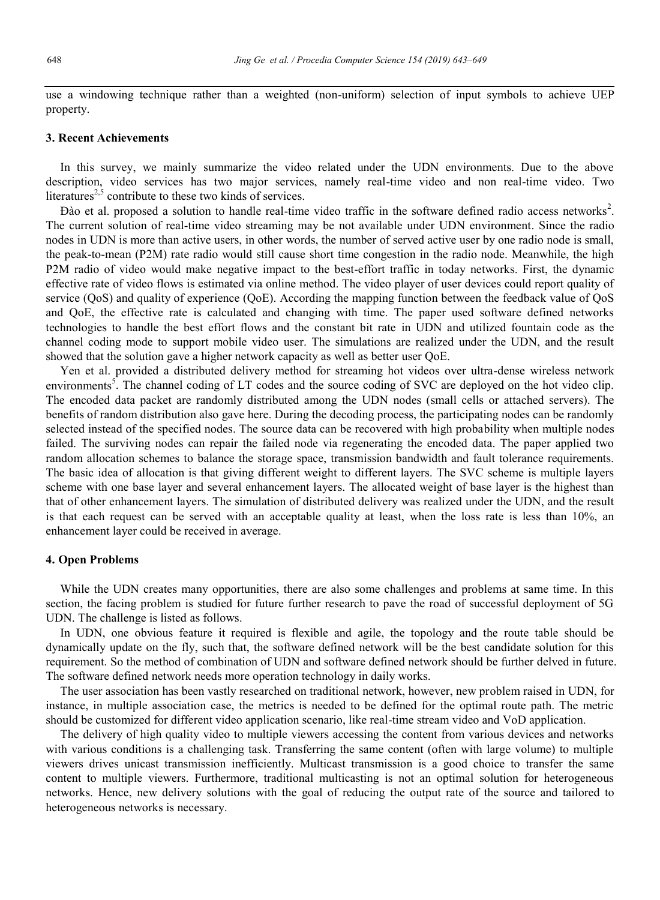use a windowing technique rather than a weighted (non-uniform) selection of input symbols to achieve UEP property.

## 3. Recent Achievements

In this survey, we mainly summarize the video related under the UDN environments. Due to the above description, video services has two major services, namely real-time video and non real-time video. Two literatures[2,5] contribute to these two kinds of services.

Đào et al. proposed a solution to handle real-time video traffic in the software defined radio access networks[2]. The current solution of real-time video streaming may be not available under UDN environment. Since the radio nodes in UDN is more than active users, in other words, the number of served active user by one radio node is small, the peak-to-mean (P2M) rate radio would still cause short time congestion in the radio node. Meanwhile, the high P2M radio of video would make negative impact to the best-effort traffic in today networks. First, the dynamic effective rate of video flows is estimated via online method. The video player of user devices could report quality of service (QoS) and quality of experience (QoE). According the mapping function between the feedback value of QoS and QoE, the effective rate is calculated and changing with time. The paper used software defined networks technologies to handle the best effort flows and the constant bit rate in UDN and utilized fountain code as the channel coding mode to support mobile video user. The simulations are realized under the UDN, and the result showed that the solution gave a higher network capacity as well as better user QoE.

Yen et al. provided a distributed delivery method for streaming hot videos over ultra-dense wireless network environments[5]. The channel coding of LT codes and the source coding of SVC are deployed on the hot video clip. The encoded data packet are randomly distributed among the UDN nodes (small cells or attached servers). The benefits of random distribution also gave here. During the decoding process, the participating nodes can be randomly selected instead of the specified nodes. The source data can be recovered with high probability when multiple nodes failed. The surviving nodes can repair the failed node via regenerating the encoded data. The paper applied two random allocation schemes to balance the storage space, transmission bandwidth and fault tolerance requirements. The basic idea of allocation is that giving different weight to different layers. The SVC scheme is multiple layers scheme with one base layer and several enhancement layers. The allocated weight of base layer is the highest than that of other enhancement layers. The simulation of distributed delivery was realized under the UDN, and the result is that each request can be served with an acceptable quality at least, when the loss rate is less than 10%, an enhancement layer could be received in average.

## 4. Open Problems

While the UDN creates many opportunities, there are also some challenges and problems at same time. In this section, the facing problem is studied for future further research to pave the road of successful deployment of 5G UDN. The challenge is listed as follows.

In UDN, one obvious feature it required is flexible and agile, the topology and the route table should be dynamically update on the fly, such that, the software defined network will be the best candidate solution for this requirement. So the method of combination of UDN and software defined network should be further delved in future. The software defined network needs more operation technology in daily works.

The user association has been vastly researched on traditional network, however, new problem raised in UDN, for instance, in multiple association case, the metrics is needed to be defined for the optimal route path. The metric should be customized for different video application scenario, like real-time stream video and VoD application.

The delivery of high quality video to multiple viewers accessing the content from various devices and networks with various conditions is a challenging task. Transferring the same content (often with large volume) to multiple viewers drives unicast transmission inefficiently. Multicast transmission is a good choice to transfer the same content to multiple viewers. Furthermore, traditional multicasting is not an optimal solution for heterogeneous networks. Hence, new delivery solutions with the goal of reducing the output rate of the source and tailored to heterogeneous networks is necessary.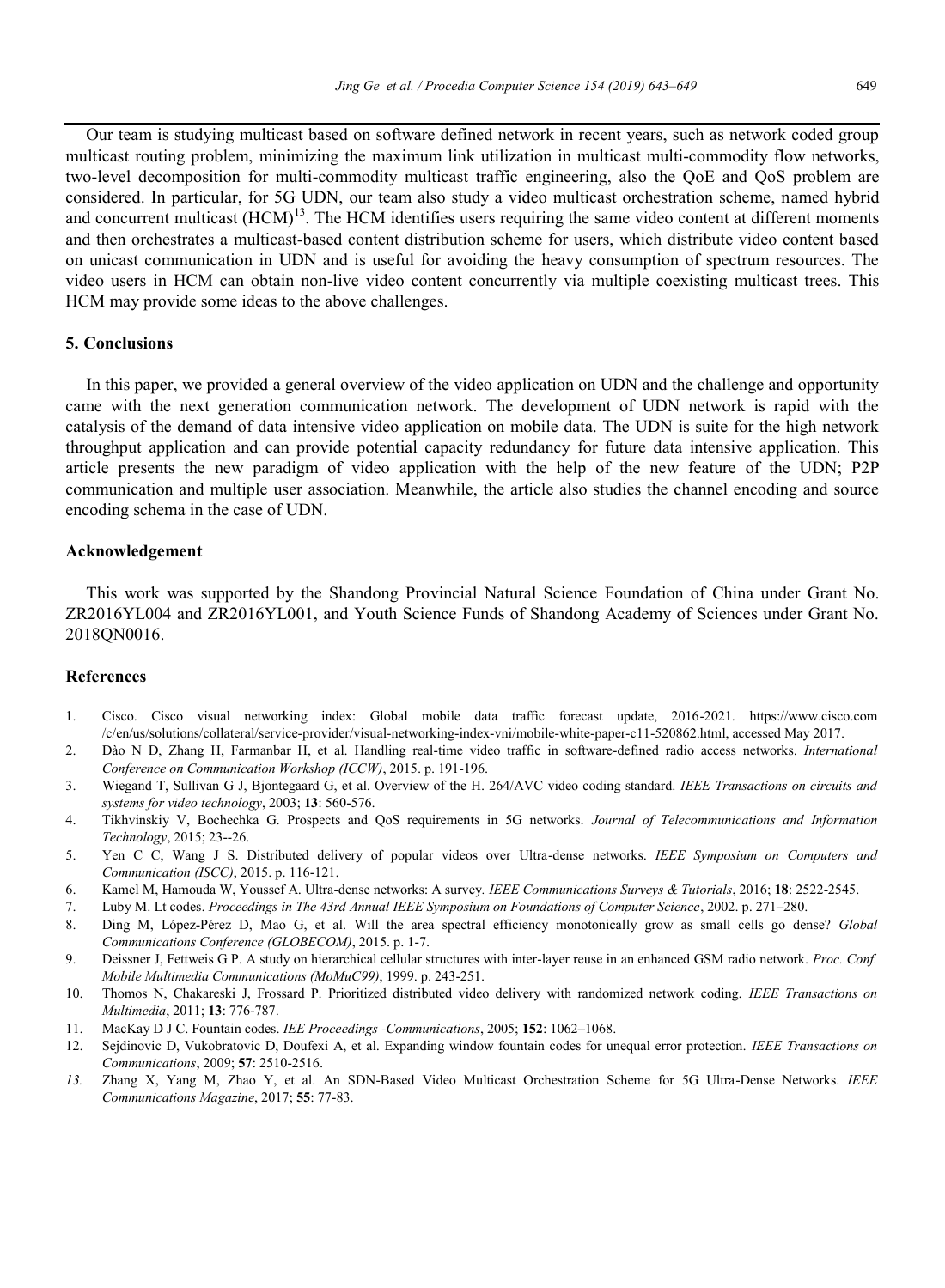Our team is studying multicast based on software defined network in recent years, such as network coded group multicast routing problem, minimizing the maximum link utilization in multicast multi-commodity flow networks, two-level decomposition for multi-commodity multicast traffic engineering, also the QoE and QoS problem are considered. In particular, for 5G UDN, our team also study a video multicast orchestration scheme, named hybrid and concurrent multicast (HCM)[13]. The HCM identifies users requiring the same video content at different moments and then orchestrates a multicast-based content distribution scheme for users, which distribute video content based on unicast communication in UDN and is useful for avoiding the heavy consumption of spectrum resources. The video users in HCM can obtain non-live video content concurrently via multiple coexisting multicast trees. This HCM may provide some ideas to the above challenges.

## 5. Conclusions

In this paper, we provided a general overview of the video application on UDN and the challenge and opportunity came with the next generation communication network. The development of UDN network is rapid with the catalysis of the demand of data intensive video application on mobile data. The UDN is suite for the high network throughput application and can provide potential capacity redundancy for future data intensive application. This article presents the new paradigm of video application with the help of the new feature of the UDN; P2P communication and multiple user association. Meanwhile, the article also studies the channel encoding and source encoding schema in the case of UDN.

## Acknowledgement

This work was supported by the Shandong Provincial Natural Science Foundation of China under Grant No. ZR2016YL004 and ZR2016YL001, and Youth Science Funds of Shandong Academy of Sciences under Grant No. 2018QN0016.

## References

1. Cisco. Cisco visual networking index: Global mobile data traffic forecast update, 2016-2021. https://www.cisco.com /c/en/us/solutions/collateral/service-provider/visual-networking-index-vni/mobile-white-paper-c11-520862.html, accessed May 2017.
2. Đào N D, Zhang H, Farmanbar H, et al. Handling real-time video traffic in software-defined radio access networks. *International Conference on Communication Workshop (ICCW)*, 2015. p. 191-196.
3. Wiegand T, Sullivan G J, Bjontegaard G, et al. Overview of the H. 264/AVC video coding standard. *IEEE Transactions on circuits and systems for video technology*, 2003; **13**: 560-576.
4. Tikhvinskiy V, Bochechka G. Prospects and QoS requirements in 5G networks. *Journal of Telecommunications and Information Technology*, 2015; 23--26.
5. Yen C C, Wang J S. Distributed delivery of popular videos over Ultra-dense networks. *IEEE Symposium on Computers and Communication (ISCC)*, 2015. p. 116-121.
6. Kamel M, Hamouda W, Youssef A. Ultra-dense networks: A survey. *IEEE Communications Surveys & Tutorials*, 2016; **18**: 2522-2545.
7. Luby M. Lt codes. *Proceedings in The 43rd Annual IEEE Symposium on Foundations of Computer Science*, 2002. p. 271–280.
8. Ding M, López-Pérez D, Mao G, et al. Will the area spectral efficiency monotonically grow as small cells go dense? *Global Communications Conference (GLOBECOM)*, 2015. p. 1-7.
9. Deissner J, Fettweis G P. A study on hierarchical cellular structures with inter-layer reuse in an enhanced GSM radio network. *Proc. Conf. Mobile Multimedia Communications (MoMuC99)*, 1999. p. 243-251.
10. Thomos N, Chakareski J, Frossard P. Prioritized distributed video delivery with randomized network coding. *IEEE Transactions on Multimedia*, 2011; **13**: 776-787.
11. MacKay D J C. Fountain codes. *IEE Proceedings -Communications*, 2005; **152**: 1062–1068.
12. Sejdinovic D, Vukobratovic D, Doufexi A, et al. Expanding window fountain codes for unequal error protection. *IEEE Transactions on Communications*, 2009; **57**: 2510-2516.
13. Zhang X, Yang M, Zhao Y, et al. An SDN-Based Video Multicast Orchestration Scheme for 5G Ultra-Dense Networks. *IEEE Communications Magazine*, 2017; **55**: 77-83.